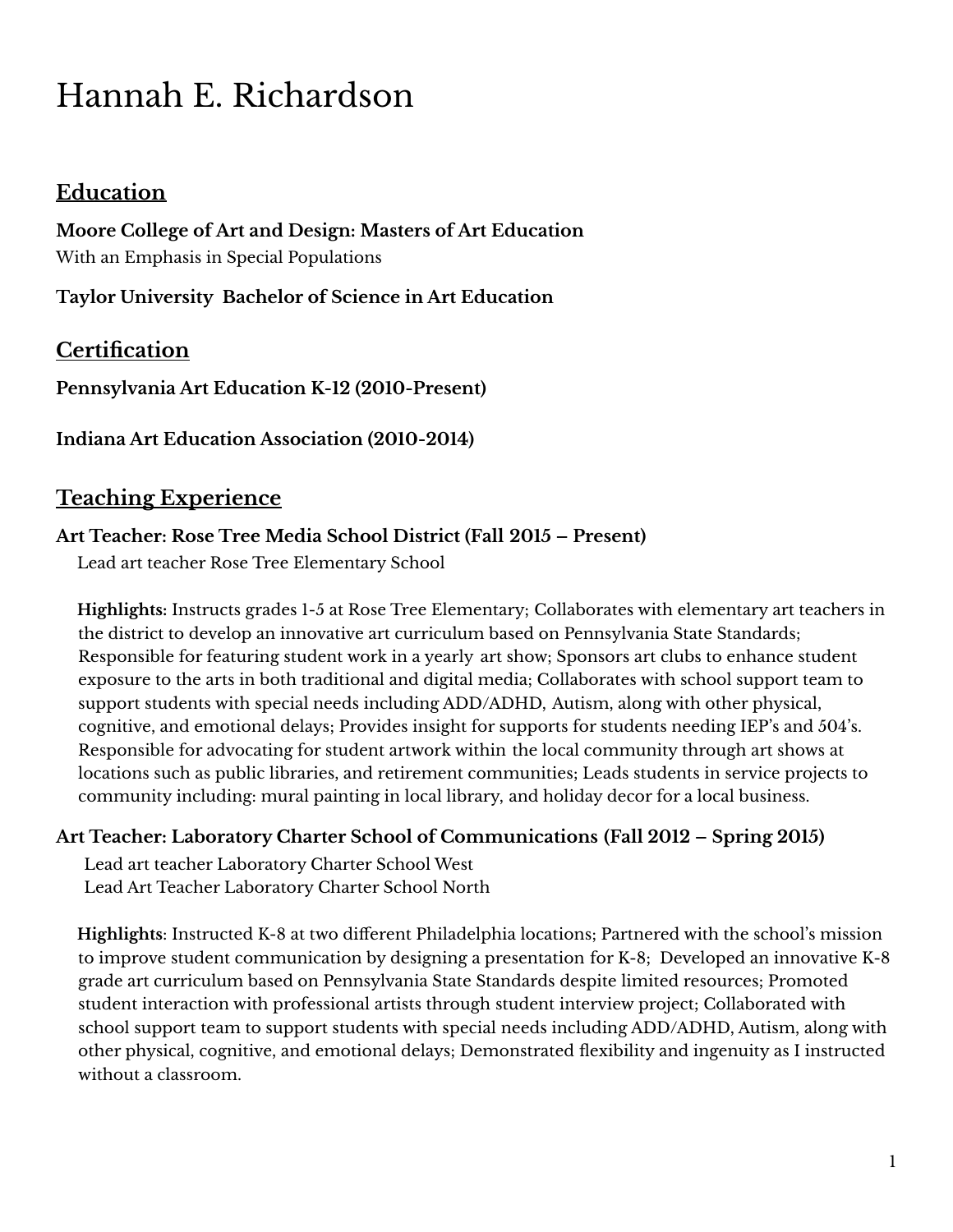# Hannah E. Richardson

## Education

**Moore College of Art and Design: Masters of Art Education**
With an Emphasis in Special Populations

**Taylor University  Bachelor of Science in Art Education**

## Certification

**Pennsylvania Art Education K-12 (2010-Present)**

**Indiana Art Education Association (2010-2014)**

## Teaching Experience

**Art Teacher: Rose Tree Media School District (Fall 2015 – Present)**
Lead art teacher Rose Tree Elementary School

**Highlights:** Instructs grades 1-5 at Rose Tree Elementary; Collaborates with elementary art teachers in the district to develop an innovative art curriculum based on Pennsylvania State Standards; Responsible for featuring student work in a yearly art show; Sponsors art clubs to enhance student exposure to the arts in both traditional and digital media; Collaborates with school support team to support students with special needs including ADD/ADHD, Autism, along with other physical, cognitive, and emotional delays; Provides insight for supports for students needing IEP's and 504's. Responsible for advocating for student artwork within the local community through art shows at locations such as public libraries, and retirement communities; Leads students in service projects to community including: mural painting in local library, and holiday decor for a local business.

**Art Teacher: Laboratory Charter School of Communications (Fall 2012 – Spring 2015)**
Lead art teacher Laboratory Charter School West
Lead Art Teacher Laboratory Charter School North

**Highlights**: Instructed K-8 at two different Philadelphia locations; Partnered with the school's mission to improve student communication by designing a presentation for K-8; Developed an innovative K-8 grade art curriculum based on Pennsylvania State Standards despite limited resources; Promoted student interaction with professional artists through student interview project; Collaborated with school support team to support students with special needs including ADD/ADHD, Autism, along with other physical, cognitive, and emotional delays; Demonstrated flexibility and ingenuity as I instructed without a classroom.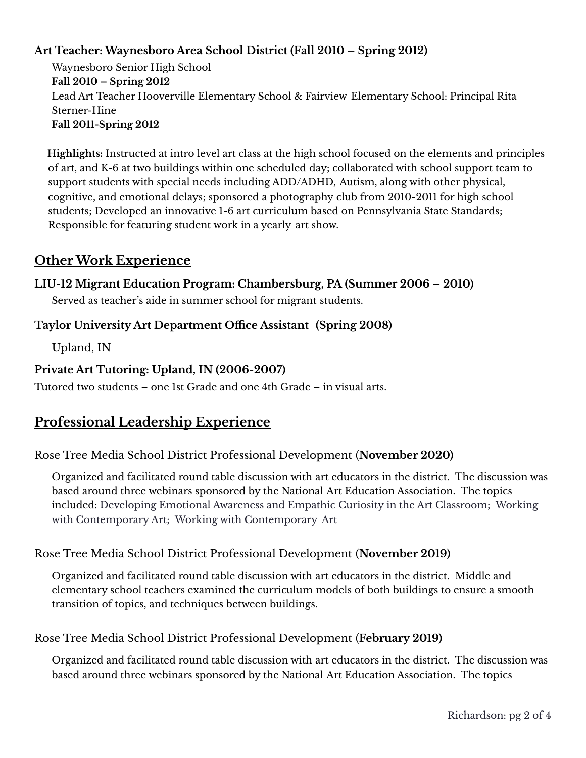**Art Teacher: Waynesboro Area School District (Fall 2010 – Spring 2012)**

Waynesboro Senior High School
**Fall 2010 – Spring 2012**
Lead Art Teacher Hooverville Elementary School & Fairview Elementary School: Principal Rita Sterner-Hine
**Fall 2011-Spring 2012**

**Highlights:** Instructed at intro level art class at the high school focused on the elements and principles of art, and K-6 at two buildings within one scheduled day; collaborated with school support team to support students with special needs including ADD/ADHD, Autism, along with other physical, cognitive, and emotional delays; sponsored a photography club from 2010-2011 for high school students; Developed an innovative 1-6 art curriculum based on Pennsylvania State Standards; Responsible for featuring student work in a yearly art show.

## Other Work Experience

**LIU-12 Migrant Education Program: Chambersburg, PA (Summer 2006 – 2010)**

Served as teacher's aide in summer school for migrant students.

**Taylor University Art Department Office Assistant (Spring 2008)**

Upland, IN

**Private Art Tutoring: Upland, IN (2006-2007)**

Tutored two students – one 1st Grade and one 4th Grade – in visual arts.

## Professional Leadership Experience

Rose Tree Media School District Professional Development (**November 2020)**

Organized and facilitated round table discussion with art educators in the district. The discussion was based around three webinars sponsored by the National Art Education Association. The topics included: Developing Emotional Awareness and Empathic Curiosity in the Art Classroom; Working with Contemporary Art; Working with Contemporary Art

Rose Tree Media School District Professional Development (**November 2019)**

Organized and facilitated round table discussion with art educators in the district. Middle and elementary school teachers examined the curriculum models of both buildings to ensure a smooth transition of topics, and techniques between buildings.

Rose Tree Media School District Professional Development (**February 2019)**

Organized and facilitated round table discussion with art educators in the district. The discussion was based around three webinars sponsored by the National Art Education Association. The topics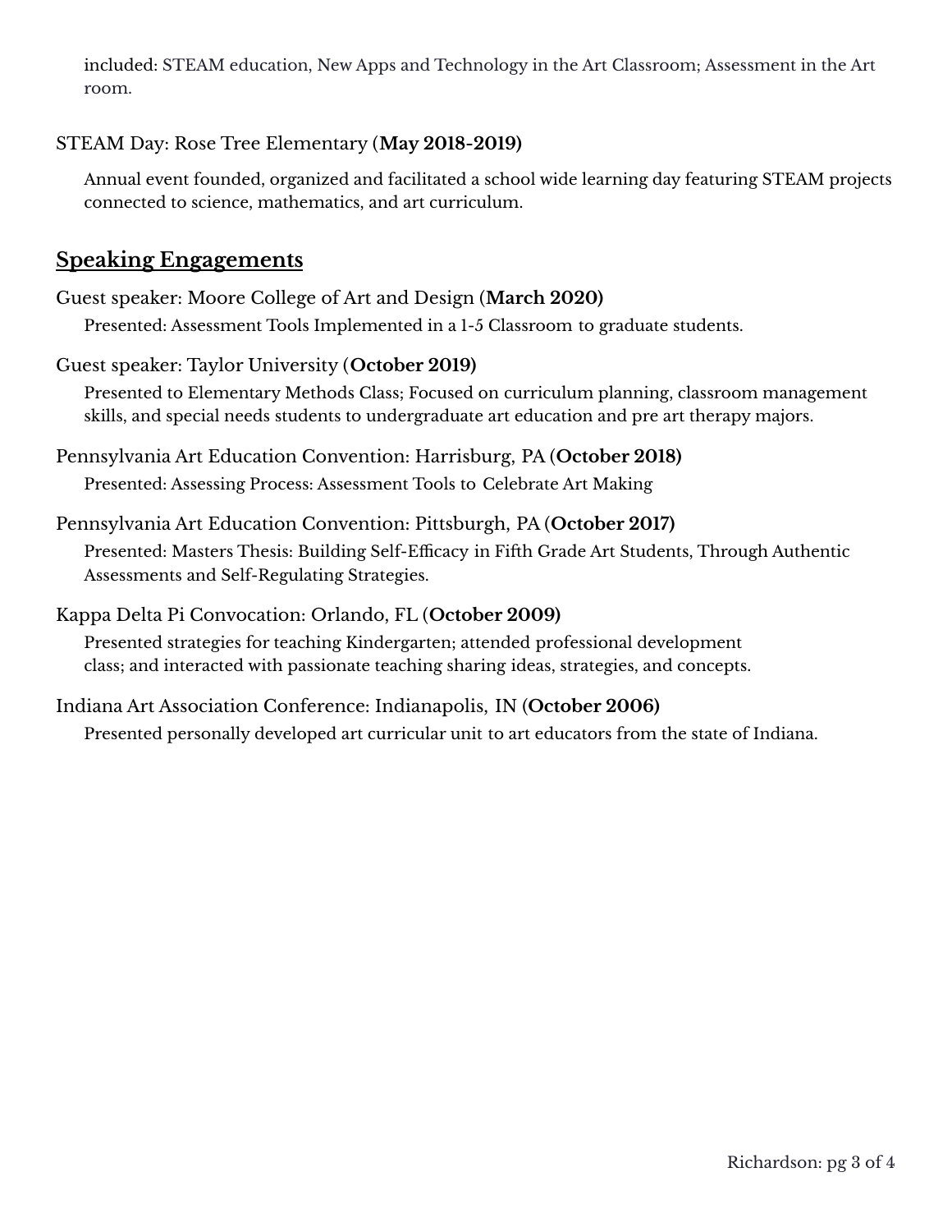included: STEAM education, New Apps and Technology in the Art Classroom; Assessment in the Art room.

STEAM Day: Rose Tree Elementary (**May 2018-2019)**

Annual event founded, organized and facilitated a school wide learning day featuring STEAM projects connected to science, mathematics, and art curriculum.

## Speaking Engagements

Guest speaker: Moore College of Art and Design (**March 2020)**

Presented: Assessment Tools Implemented in a 1-5 Classroom to graduate students.

Guest speaker: Taylor University (**October 2019)**

Presented to Elementary Methods Class; Focused on curriculum planning, classroom management skills, and special needs students to undergraduate art education and pre art therapy majors.

Pennsylvania Art Education Convention: Harrisburg, PA (**October 2018)**

Presented: Assessing Process: Assessment Tools to Celebrate Art Making

Pennsylvania Art Education Convention: Pittsburgh, PA (**October 2017)**

Presented: Masters Thesis: Building Self-Efficacy in Fifth Grade Art Students, Through Authentic Assessments and Self-Regulating Strategies.

Kappa Delta Pi Convocation: Orlando, FL (**October 2009)**

Presented strategies for teaching Kindergarten; attended professional development class; and interacted with passionate teaching sharing ideas, strategies, and concepts.

Indiana Art Association Conference: Indianapolis, IN (**October 2006)**

Presented personally developed art curricular unit to art educators from the state of Indiana.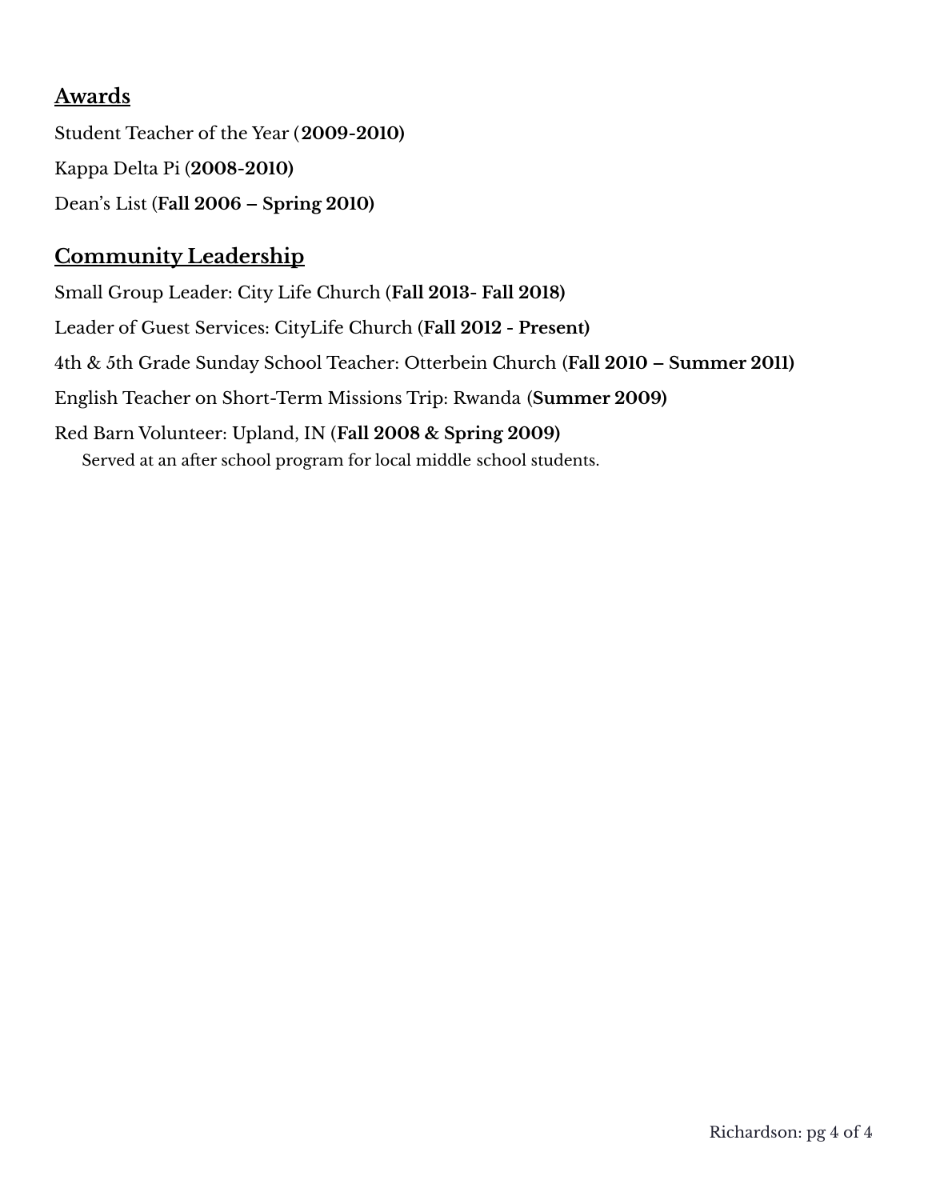## Awards

Student Teacher of the Year (**2009-2010)**

Kappa Delta Pi (**2008-2010)**

Dean's List (**Fall 2006 – Spring 2010)**

## Community Leadership

Small Group Leader: City Life Church (**Fall 2013- Fall 2018)**

Leader of Guest Services: CityLife Church (**Fall 2012 - Present)**

4th & 5th Grade Sunday School Teacher: Otterbein Church (**Fall 2010 – Summer 2011)**

English Teacher on Short-Term Missions Trip: Rwanda (**Summer 2009)**

Red Barn Volunteer: Upland, IN (**Fall 2008 & Spring 2009)**

Served at an after school program for local middle school students.